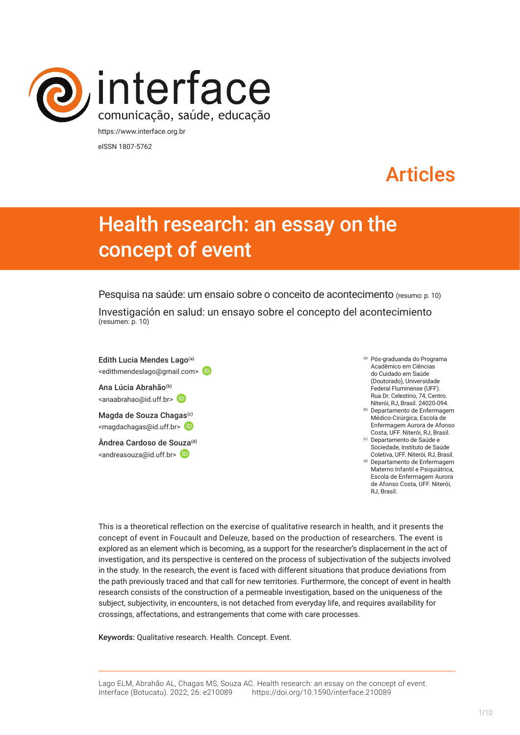interface

comunicação, saúde, educação

https://www.interface.org.br

eISSN 1807-5762

Articles

# Health research: an essay on the concept of event

Pesquisa na saúde: um ensaio sobre o conceito de acontecimento (resumo: p. 10)

Investigación en salud: un ensayo sobre el concepto del acontecimiento (resumen: p. 10)

Edith Lucia Mendes Lago[(a)]
<edithmendeslago@gmail.com>

Ana Lúcia Abrahão[(b)]
<anaabrahao@id.uff.br>

Magda de Souza Chagas[(c)]
<magdachagas@id.uff.br>

Ândrea Cardoso de Souza[(d)]
<andreasouza@id.uff.br>

[(a)] Pós-graduanda do Programa Acadêmico em Ciências do Cuidado em Saúde (Doutorado), Universidade Federal Fluminense (UFF). Rua Dr. Celestino, 74, Centro. Niterói, RJ, Brasil. 24020-094.

[(b)] Departamento de Enfermagem Médico-Cirúrgica, Escola de Enfermagem Aurora de Afonso Costa, UFF. Niterói, RJ, Brasil.

[(c)] Departamento de Saúde e Sociedade, Instituto de Saúde Coletiva, UFF. Niterói, RJ, Brasil.

[(d)] Departamento de Enfermagem Materno Infantil e Psiquiátrica, Escola de Enfermagem Aurora de Afonso Costa, UFF. Niterói, RJ, Brasil.

This is a theoretical reflection on the exercise of qualitative research in health, and it presents the concept of event in Foucault and Deleuze, based on the production of researchers. The event is explored as an element which is becoming, as a support for the researcher's displacement in the act of investigation, and its perspective is centered on the process of subjectivation of the subjects involved in the study. In the research, the event is faced with different situations that produce deviations from the path previously traced and that call for new territories. Furthermore, the concept of event in health research consists of the construction of a permeable investigation, based on the uniqueness of the subject, subjectivity, in encounters, is not detached from everyday life, and requires availability for crossings, affectations, and estrangements that come with care processes.

**Keywords:** Qualitative research. Health. Concept. Event.

Lago ELM, Abrahão AL, Chagas MS, Souza AC. Health research: an essay on the concept of event. Interface (Botucatu). 2022; 26: e210089 https://doi.org/10.1590/interface.210089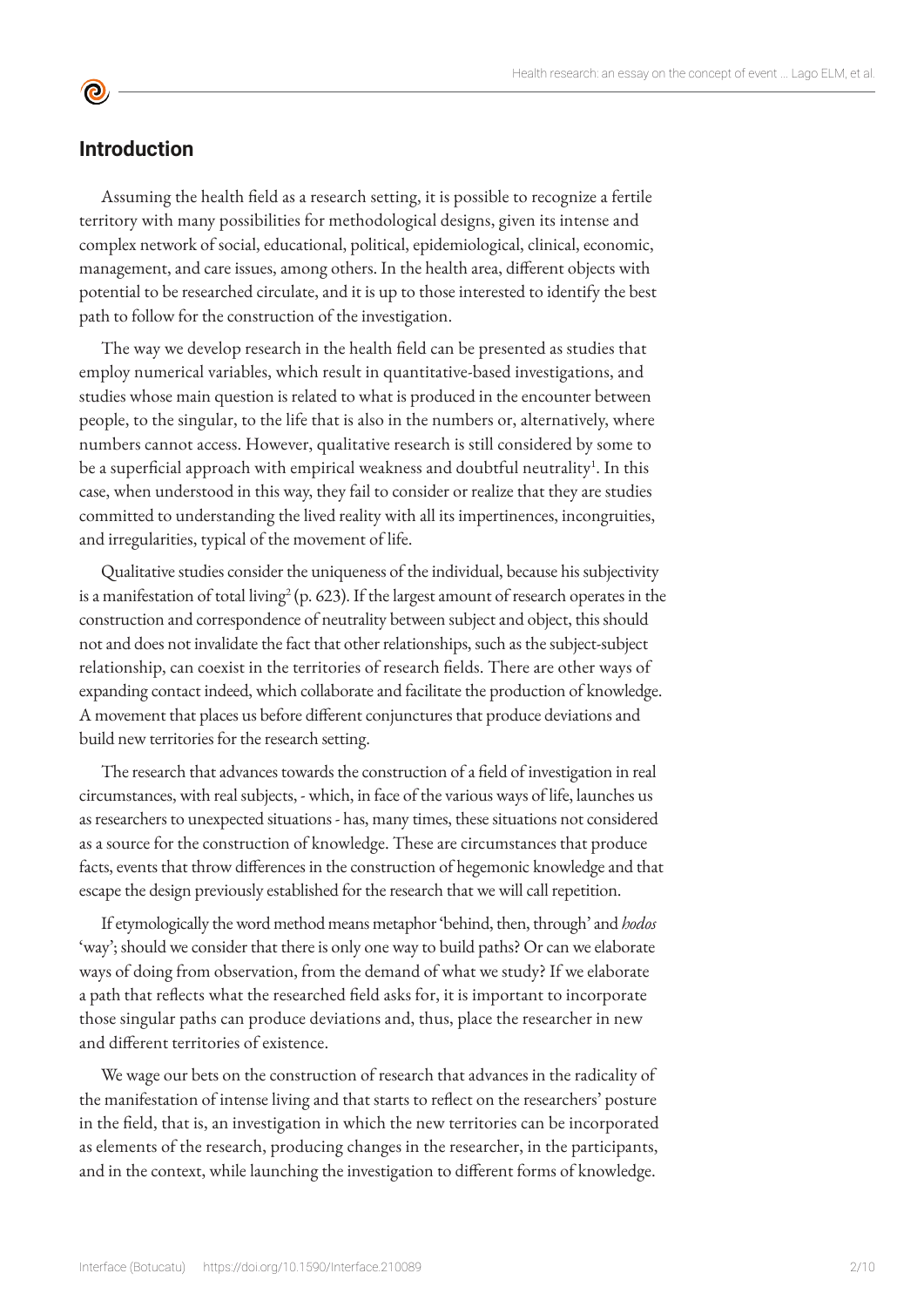## Introduction

Assuming the health field as a research setting, it is possible to recognize a fertile territory with many possibilities for methodological designs, given its intense and complex network of social, educational, political, epidemiological, clinical, economic, management, and care issues, among others. In the health area, different objects with potential to be researched circulate, and it is up to those interested to identify the best path to follow for the construction of the investigation.

The way we develop research in the health field can be presented as studies that employ numerical variables, which result in quantitative-based investigations, and studies whose main question is related to what is produced in the encounter between people, to the singular, to the life that is also in the numbers or, alternatively, where numbers cannot access. However, qualitative research is still considered by some to be a superficial approach with empirical weakness and doubtful neutrality[1]. In this case, when understood in this way, they fail to consider or realize that they are studies committed to understanding the lived reality with all its impertinences, incongruities, and irregularities, typical of the movement of life.

Qualitative studies consider the uniqueness of the individual, because his subjectivity is a manifestation of total living[2] (p. 623). If the largest amount of research operates in the construction and correspondence of neutrality between subject and object, this should not and does not invalidate the fact that other relationships, such as the subject-subject relationship, can coexist in the territories of research fields. There are other ways of expanding contact indeed, which collaborate and facilitate the production of knowledge. A movement that places us before different conjunctures that produce deviations and build new territories for the research setting.

The research that advances towards the construction of a field of investigation in real circumstances, with real subjects, - which, in face of the various ways of life, launches us as researchers to unexpected situations - has, many times, these situations not considered as a source for the construction of knowledge. These are circumstances that produce facts, events that throw differences in the construction of hegemonic knowledge and that escape the design previously established for the research that we will call repetition.

If etymologically the word method means metaphor 'behind, then, through' and *hodos* 'way'; should we consider that there is only one way to build paths? Or can we elaborate ways of doing from observation, from the demand of what we study? If we elaborate a path that reflects what the researched field asks for, it is important to incorporate those singular paths can produce deviations and, thus, place the researcher in new and different territories of existence.

We wage our bets on the construction of research that advances in the radicality of the manifestation of intense living and that starts to reflect on the researchers' posture in the field, that is, an investigation in which the new territories can be incorporated as elements of the research, producing changes in the researcher, in the participants, and in the context, while launching the investigation to different forms of knowledge.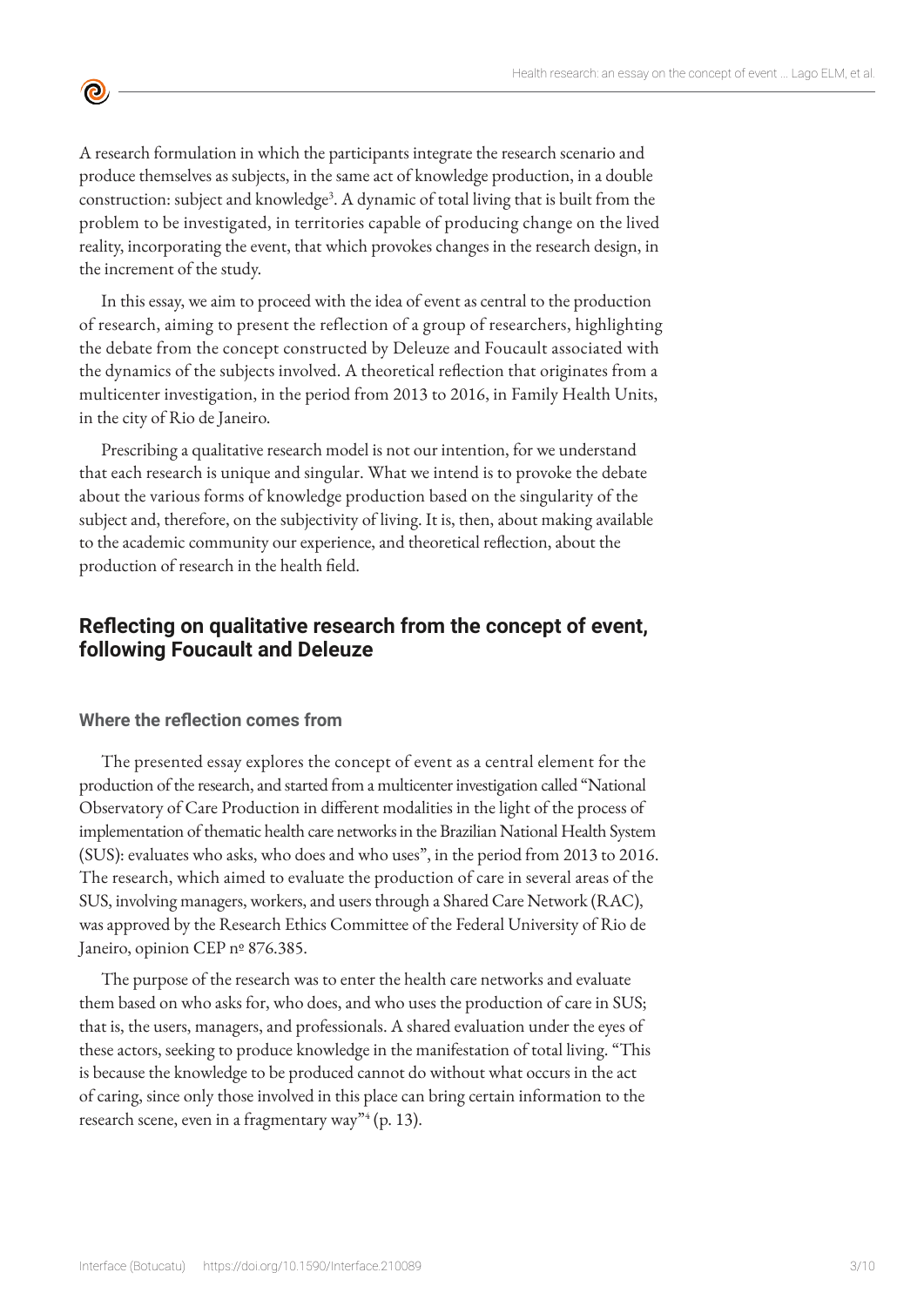A research formulation in which the participants integrate the research scenario and produce themselves as subjects, in the same act of knowledge production, in a double construction: subject and knowledge[3]. A dynamic of total living that is built from the problem to be investigated, in territories capable of producing change on the lived reality, incorporating the event, that which provokes changes in the research design, in the increment of the study.

In this essay, we aim to proceed with the idea of event as central to the production of research, aiming to present the reflection of a group of researchers, highlighting the debate from the concept constructed by Deleuze and Foucault associated with the dynamics of the subjects involved. A theoretical reflection that originates from a multicenter investigation, in the period from 2013 to 2016, in Family Health Units, in the city of Rio de Janeiro.

Prescribing a qualitative research model is not our intention, for we understand that each research is unique and singular. What we intend is to provoke the debate about the various forms of knowledge production based on the singularity of the subject and, therefore, on the subjectivity of living. It is, then, about making available to the academic community our experience, and theoretical reflection, about the production of research in the health field.

## Reflecting on qualitative research from the concept of event, following Foucault and Deleuze

### Where the reflection comes from

The presented essay explores the concept of event as a central element for the production of the research, and started from a multicenter investigation called "National Observatory of Care Production in different modalities in the light of the process of implementation of thematic health care networks in the Brazilian National Health System (SUS): evaluates who asks, who does and who uses", in the period from 2013 to 2016. The research, which aimed to evaluate the production of care in several areas of the SUS, involving managers, workers, and users through a Shared Care Network (RAC), was approved by the Research Ethics Committee of the Federal University of Rio de Janeiro, opinion CEP nº 876.385.

The purpose of the research was to enter the health care networks and evaluate them based on who asks for, who does, and who uses the production of care in SUS; that is, the users, managers, and professionals. A shared evaluation under the eyes of these actors, seeking to produce knowledge in the manifestation of total living. "This is because the knowledge to be produced cannot do without what occurs in the act of caring, since only those involved in this place can bring certain information to the research scene, even in a fragmentary way"[4] (p. 13).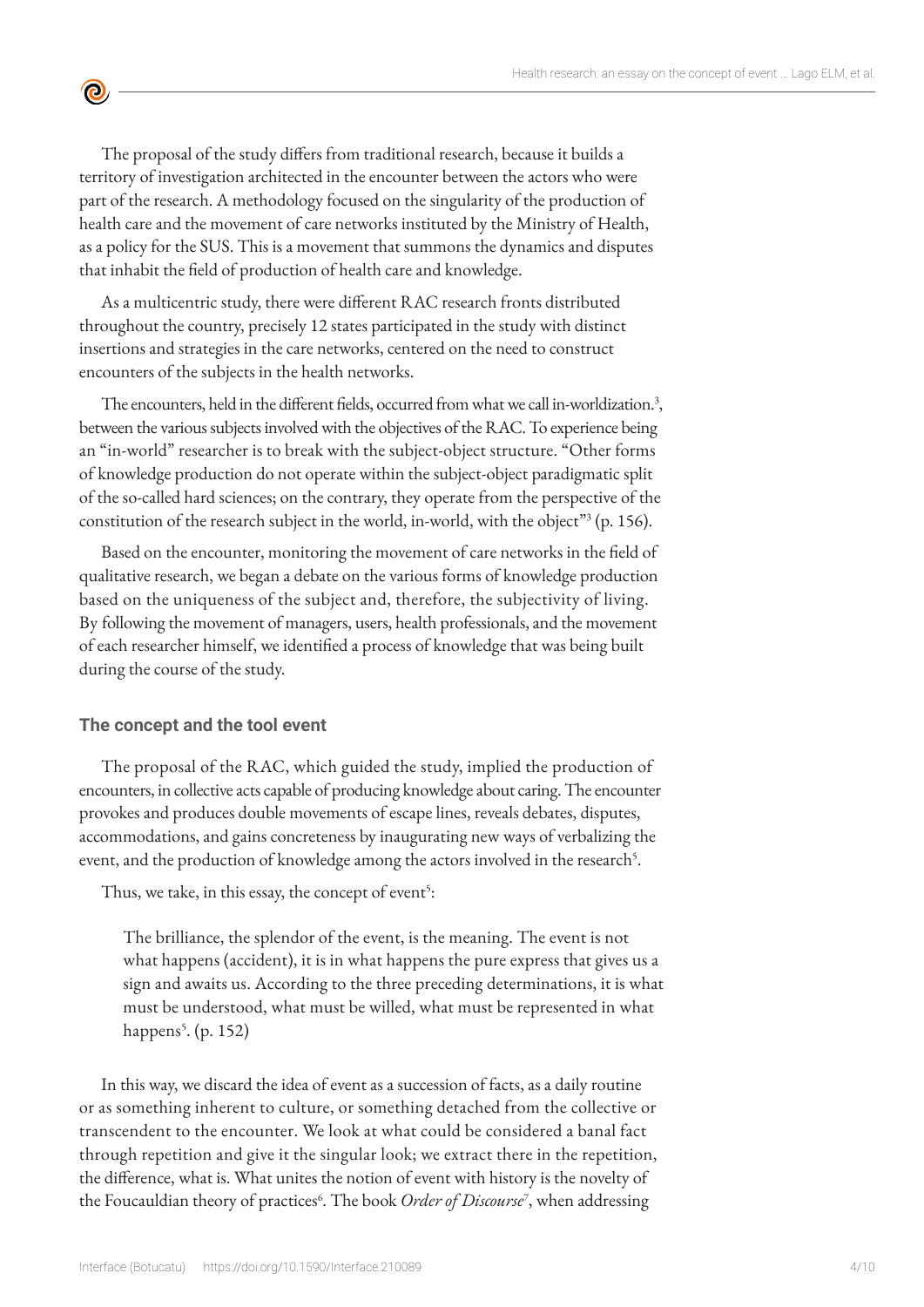The proposal of the study differs from traditional research, because it builds a territory of investigation architected in the encounter between the actors who were part of the research. A methodology focused on the singularity of the production of health care and the movement of care networks instituted by the Ministry of Health, as a policy for the SUS. This is a movement that summons the dynamics and disputes that inhabit the field of production of health care and knowledge.

As a multicentric study, there were different RAC research fronts distributed throughout the country, precisely 12 states participated in the study with distinct insertions and strategies in the care networks, centered on the need to construct encounters of the subjects in the health networks.

The encounters, held in the different fields, occurred from what we call in-worldization.[3], between the various subjects involved with the objectives of the RAC. To experience being an "in-world" researcher is to break with the subject-object structure. "Other forms of knowledge production do not operate within the subject-object paradigmatic split of the so-called hard sciences; on the contrary, they operate from the perspective of the constitution of the research subject in the world, in-world, with the object"[3] (p. 156).

Based on the encounter, monitoring the movement of care networks in the field of qualitative research, we began a debate on the various forms of knowledge production based on the uniqueness of the subject and, therefore, the subjectivity of living. By following the movement of managers, users, health professionals, and the movement of each researcher himself, we identified a process of knowledge that was being built during the course of the study.

### The concept and the tool event

The proposal of the RAC, which guided the study, implied the production of encounters, in collective acts capable of producing knowledge about caring. The encounter provokes and produces double movements of escape lines, reveals debates, disputes, accommodations, and gains concreteness by inaugurating new ways of verbalizing the event, and the production of knowledge among the actors involved in the research[5].

Thus, we take, in this essay, the concept of event[5]:

> The brilliance, the splendor of the event, is the meaning. The event is not what happens (accident), it is in what happens the pure express that gives us a sign and awaits us. According to the three preceding determinations, it is what must be understood, what must be willed, what must be represented in what happens[5]. (p. 152)

In this way, we discard the idea of event as a succession of facts, as a daily routine or as something inherent to culture, or something detached from the collective or transcendent to the encounter. We look at what could be considered a banal fact through repetition and give it the singular look; we extract there in the repetition, the difference, what is. What unites the notion of event with history is the novelty of the Foucauldian theory of practices[6]. The book *Order of Discourse*[7], when addressing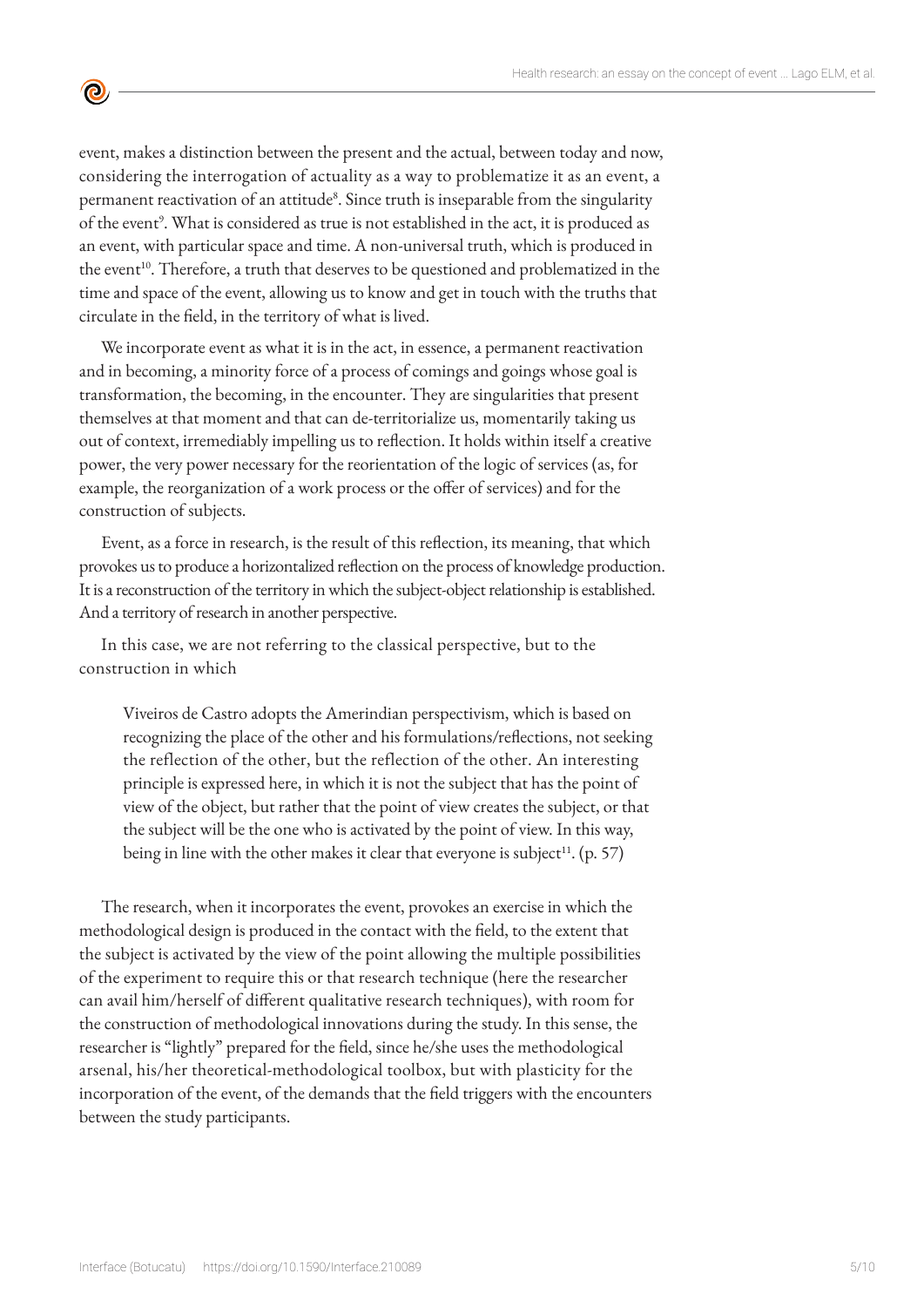event, makes a distinction between the present and the actual, between today and now, considering the interrogation of actuality as a way to problematize it as an event, a permanent reactivation of an attitude[8]. Since truth is inseparable from the singularity of the event[9]. What is considered as true is not established in the act, it is produced as an event, with particular space and time. A non-universal truth, which is produced in the event[10]. Therefore, a truth that deserves to be questioned and problematized in the time and space of the event, allowing us to know and get in touch with the truths that circulate in the field, in the territory of what is lived.

We incorporate event as what it is in the act, in essence, a permanent reactivation and in becoming, a minority force of a process of comings and goings whose goal is transformation, the becoming, in the encounter. They are singularities that present themselves at that moment and that can de-territorialize us, momentarily taking us out of context, irremediably impelling us to reflection. It holds within itself a creative power, the very power necessary for the reorientation of the logic of services (as, for example, the reorganization of a work process or the offer of services) and for the construction of subjects.

Event, as a force in research, is the result of this reflection, its meaning, that which provokes us to produce a horizontalized reflection on the process of knowledge production. It is a reconstruction of the territory in which the subject-object relationship is established. And a territory of research in another perspective.

In this case, we are not referring to the classical perspective, but to the construction in which

> Viveiros de Castro adopts the Amerindian perspectivism, which is based on recognizing the place of the other and his formulations/reflections, not seeking the reflection of the other, but the reflection of the other. An interesting principle is expressed here, in which it is not the subject that has the point of view of the object, but rather that the point of view creates the subject, or that the subject will be the one who is activated by the point of view. In this way, being in line with the other makes it clear that everyone is subject[11]. (p. 57)

The research, when it incorporates the event, provokes an exercise in which the methodological design is produced in the contact with the field, to the extent that the subject is activated by the view of the point allowing the multiple possibilities of the experiment to require this or that research technique (here the researcher can avail him/herself of different qualitative research techniques), with room for the construction of methodological innovations during the study. In this sense, the researcher is "lightly" prepared for the field, since he/she uses the methodological arsenal, his/her theoretical-methodological toolbox, but with plasticity for the incorporation of the event, of the demands that the field triggers with the encounters between the study participants.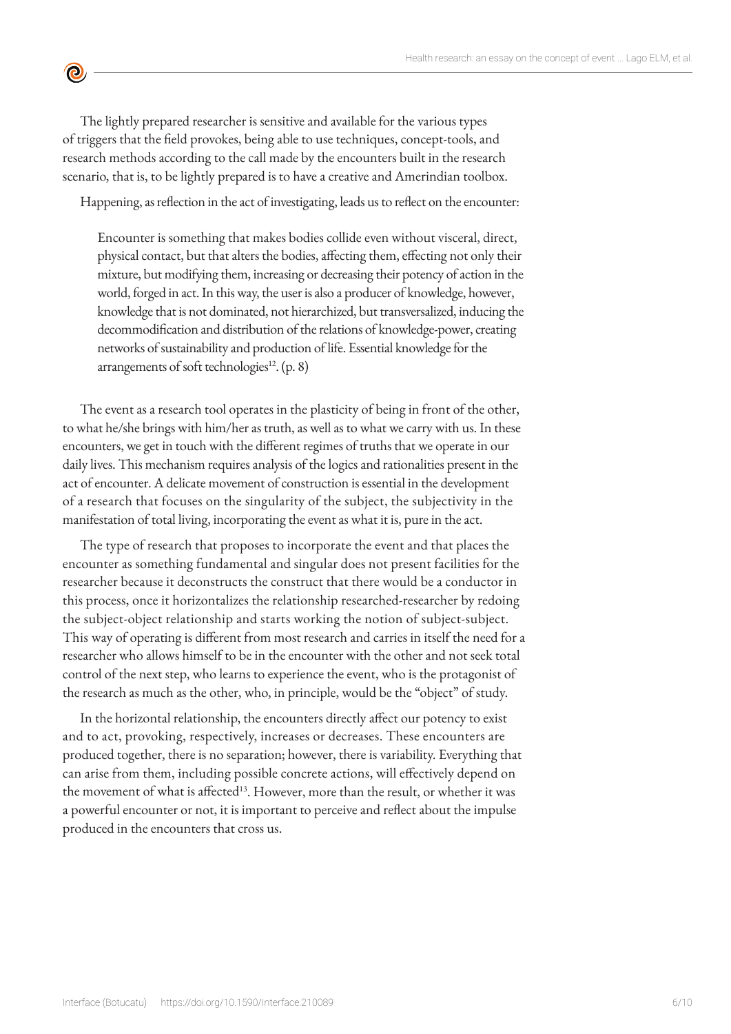The lightly prepared researcher is sensitive and available for the various types of triggers that the field provokes, being able to use techniques, concept-tools, and research methods according to the call made by the encounters built in the research scenario, that is, to be lightly prepared is to have a creative and Amerindian toolbox.

Happening, as reflection in the act of investigating, leads us to reflect on the encounter:

> Encounter is something that makes bodies collide even without visceral, direct, physical contact, but that alters the bodies, affecting them, effecting not only their mixture, but modifying them, increasing or decreasing their potency of action in the world, forged in act. In this way, the user is also a producer of knowledge, however, knowledge that is not dominated, not hierarchized, but transversalized, inducing the decommodification and distribution of the relations of knowledge-power, creating networks of sustainability and production of life. Essential knowledge for the arrangements of soft technologies[12]. (p. 8)

The event as a research tool operates in the plasticity of being in front of the other, to what he/she brings with him/her as truth, as well as to what we carry with us. In these encounters, we get in touch with the different regimes of truths that we operate in our daily lives. This mechanism requires analysis of the logics and rationalities present in the act of encounter. A delicate movement of construction is essential in the development of a research that focuses on the singularity of the subject, the subjectivity in the manifestation of total living, incorporating the event as what it is, pure in the act.

The type of research that proposes to incorporate the event and that places the encounter as something fundamental and singular does not present facilities for the researcher because it deconstructs the construct that there would be a conductor in this process, once it horizontalizes the relationship researched-researcher by redoing the subject-object relationship and starts working the notion of subject-subject. This way of operating is different from most research and carries in itself the need for a researcher who allows himself to be in the encounter with the other and not seek total control of the next step, who learns to experience the event, who is the protagonist of the research as much as the other, who, in principle, would be the "object" of study.

In the horizontal relationship, the encounters directly affect our potency to exist and to act, provoking, respectively, increases or decreases. These encounters are produced together, there is no separation; however, there is variability. Everything that can arise from them, including possible concrete actions, will effectively depend on the movement of what is affected[13]. However, more than the result, or whether it was a powerful encounter or not, it is important to perceive and reflect about the impulse produced in the encounters that cross us.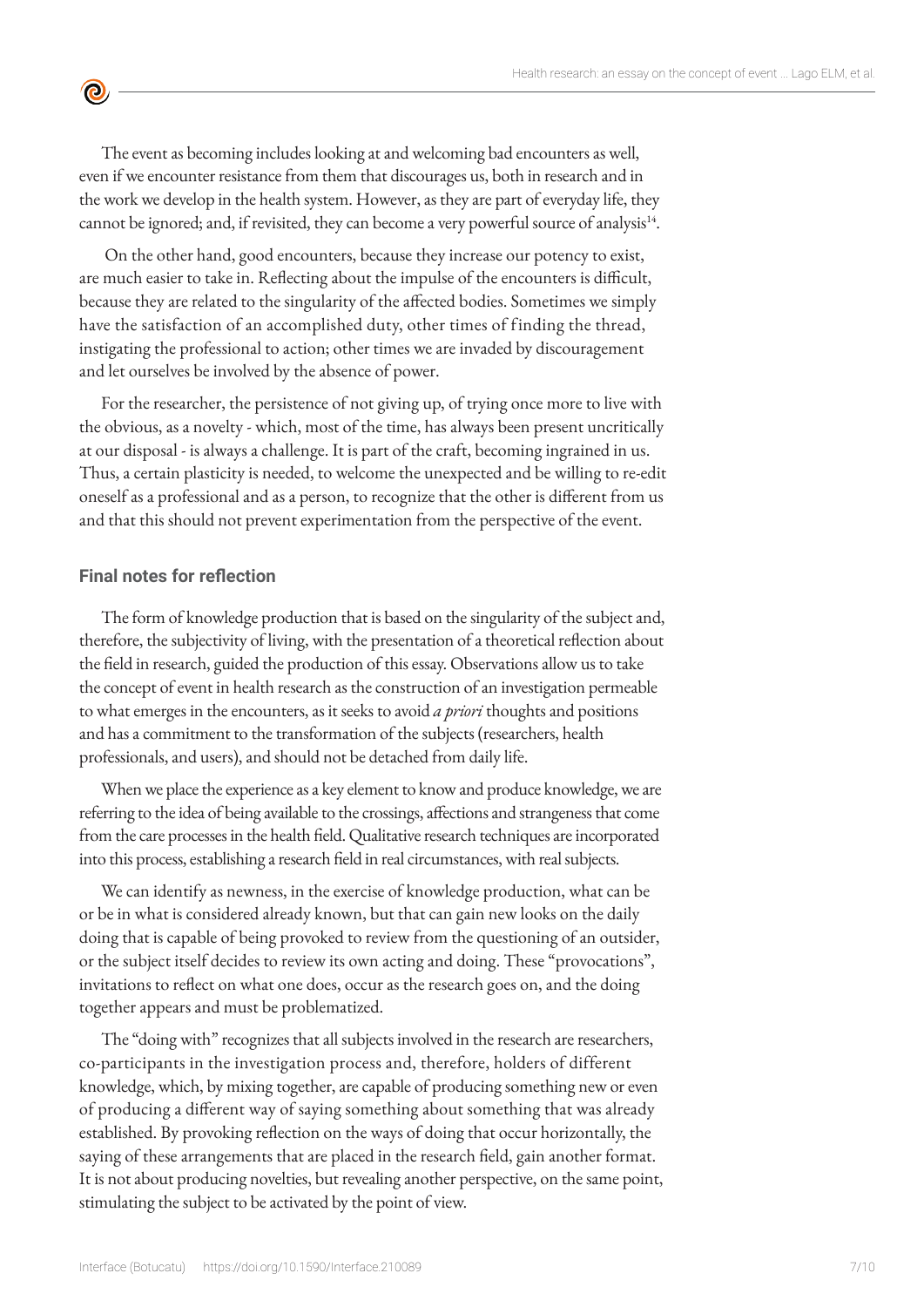The event as becoming includes looking at and welcoming bad encounters as well, even if we encounter resistance from them that discourages us, both in research and in the work we develop in the health system. However, as they are part of everyday life, they cannot be ignored; and, if revisited, they can become a very powerful source of analysis[14].

On the other hand, good encounters, because they increase our potency to exist, are much easier to take in. Reflecting about the impulse of the encounters is difficult, because they are related to the singularity of the affected bodies. Sometimes we simply have the satisfaction of an accomplished duty, other times of finding the thread, instigating the professional to action; other times we are invaded by discouragement and let ourselves be involved by the absence of power.

For the researcher, the persistence of not giving up, of trying once more to live with the obvious, as a novelty - which, most of the time, has always been present uncritically at our disposal - is always a challenge. It is part of the craft, becoming ingrained in us. Thus, a certain plasticity is needed, to welcome the unexpected and be willing to re-edit oneself as a professional and as a person, to recognize that the other is different from us and that this should not prevent experimentation from the perspective of the event.

## Final notes for reflection

The form of knowledge production that is based on the singularity of the subject and, therefore, the subjectivity of living, with the presentation of a theoretical reflection about the field in research, guided the production of this essay. Observations allow us to take the concept of event in health research as the construction of an investigation permeable to what emerges in the encounters, as it seeks to avoid *a priori* thoughts and positions and has a commitment to the transformation of the subjects (researchers, health professionals, and users), and should not be detached from daily life.

When we place the experience as a key element to know and produce knowledge, we are referring to the idea of being available to the crossings, affections and strangeness that come from the care processes in the health field. Qualitative research techniques are incorporated into this process, establishing a research field in real circumstances, with real subjects.

We can identify as newness, in the exercise of knowledge production, what can be or be in what is considered already known, but that can gain new looks on the daily doing that is capable of being provoked to review from the questioning of an outsider, or the subject itself decides to review its own acting and doing. These "provocations", invitations to reflect on what one does, occur as the research goes on, and the doing together appears and must be problematized.

The "doing with" recognizes that all subjects involved in the research are researchers, co-participants in the investigation process and, therefore, holders of different knowledge, which, by mixing together, are capable of producing something new or even of producing a different way of saying something about something that was already established. By provoking reflection on the ways of doing that occur horizontally, the saying of these arrangements that are placed in the research field, gain another format. It is not about producing novelties, but revealing another perspective, on the same point, stimulating the subject to be activated by the point of view.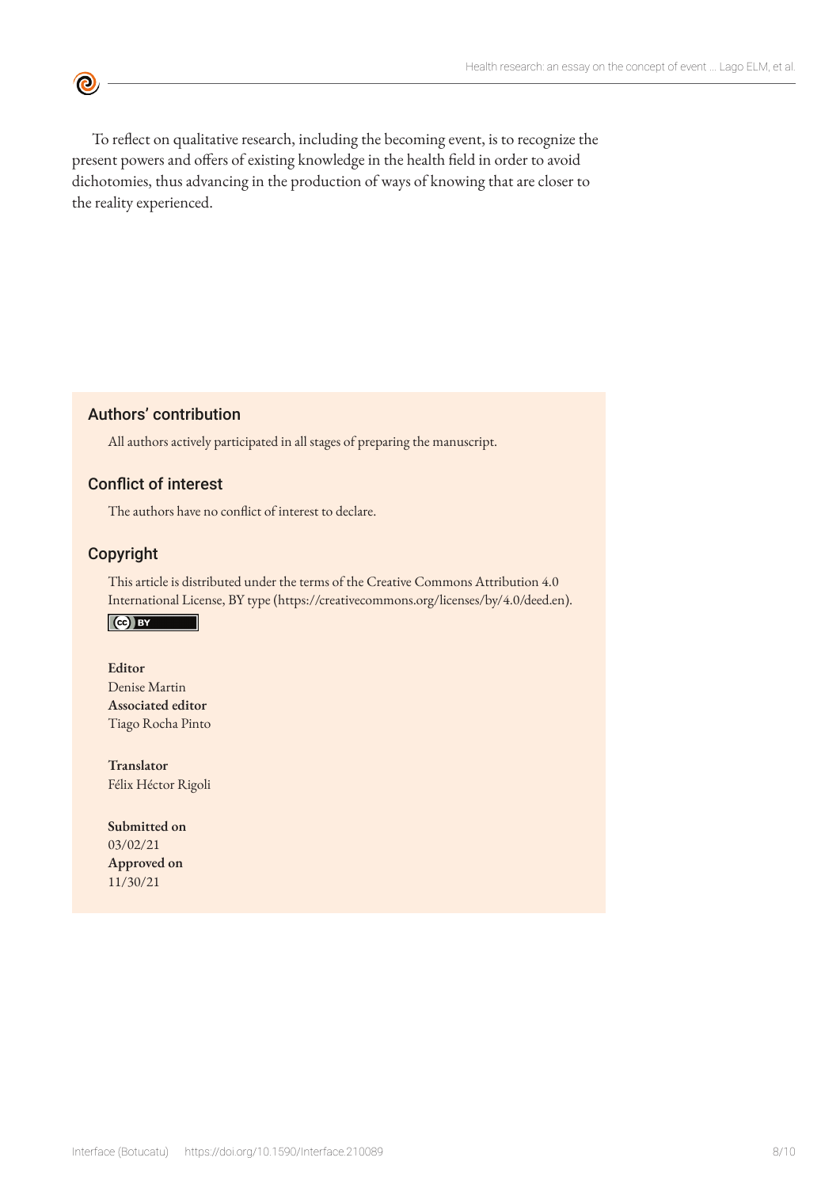To reflect on qualitative research, including the becoming event, is to recognize the present powers and offers of existing knowledge in the health field in order to avoid dichotomies, thus advancing in the production of ways of knowing that are closer to the reality experienced.

## Authors' contribution

All authors actively participated in all stages of preparing the manuscript.

## Conflict of interest

The authors have no conflict of interest to declare.

## Copyright

This article is distributed under the terms of the Creative Commons Attribution 4.0 International License, BY type (https://creativecommons.org/licenses/by/4.0/deed.en).

**Editor**
Denise Martin
**Associated editor**
Tiago Rocha Pinto

**Translator**
Félix Héctor Rigoli

**Submitted on**
03/02/21
**Approved on**
11/30/21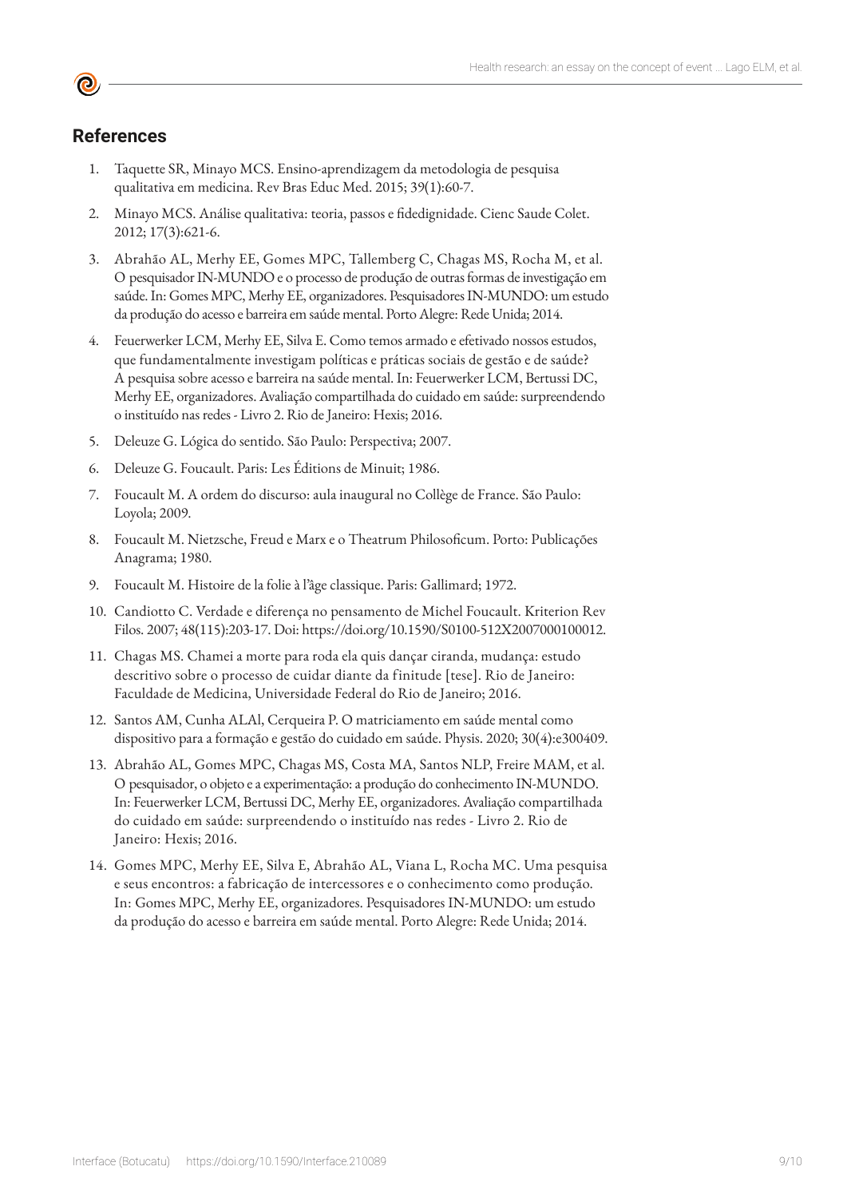## References

1. Taquette SR, Minayo MCS. Ensino-aprendizagem da metodologia de pesquisa qualitativa em medicina. Rev Bras Educ Med. 2015; 39(1):60-7.
2. Minayo MCS. Análise qualitativa: teoria, passos e fidedignidade. Cienc Saude Colet. 2012; 17(3):621-6.
3. Abrahão AL, Merhy EE, Gomes MPC, Tallemberg C, Chagas MS, Rocha M, et al. O pesquisador IN-MUNDO e o processo de produção de outras formas de investigação em saúde. In: Gomes MPC, Merhy EE, organizadores. Pesquisadores IN-MUNDO: um estudo da produção do acesso e barreira em saúde mental. Porto Alegre: Rede Unida; 2014.
4. Feuerwerker LCM, Merhy EE, Silva E. Como temos armado e efetivado nossos estudos, que fundamentalmente investigam políticas e práticas sociais de gestão e de saúde? A pesquisa sobre acesso e barreira na saúde mental. In: Feuerwerker LCM, Bertussi DC, Merhy EE, organizadores. Avaliação compartilhada do cuidado em saúde: surpreendendo o instituído nas redes - Livro 2. Rio de Janeiro: Hexis; 2016.
5. Deleuze G. Lógica do sentido. São Paulo: Perspectiva; 2007.
6. Deleuze G. Foucault. Paris: Les Éditions de Minuit; 1986.
7. Foucault M. A ordem do discurso: aula inaugural no Collège de France. São Paulo: Loyola; 2009.
8. Foucault M. Nietzsche, Freud e Marx e o Theatrum Philosoficum. Porto: Publicações Anagrama; 1980.
9. Foucault M. Histoire de la folie à l'âge classique. Paris: Gallimard; 1972.
10. Candiotto C. Verdade e diferença no pensamento de Michel Foucault. Kriterion Rev Filos. 2007; 48(115):203-17. Doi: https://doi.org/10.1590/S0100-512X2007000100012.
11. Chagas MS. Chamei a morte para roda ela quis dançar ciranda, mudança: estudo descritivo sobre o processo de cuidar diante da finitude [tese]. Rio de Janeiro: Faculdade de Medicina, Universidade Federal do Rio de Janeiro; 2016.
12. Santos AM, Cunha ALAl, Cerqueira P. O matriciamento em saúde mental como dispositivo para a formação e gestão do cuidado em saúde. Physis. 2020; 30(4):e300409.
13. Abrahão AL, Gomes MPC, Chagas MS, Costa MA, Santos NLP, Freire MAM, et al. O pesquisador, o objeto e a experimentação: a produção do conhecimento IN-MUNDO. In: Feuerwerker LCM, Bertussi DC, Merhy EE, organizadores. Avaliação compartilhada do cuidado em saúde: surpreendendo o instituído nas redes - Livro 2. Rio de Janeiro: Hexis; 2016.
14. Gomes MPC, Merhy EE, Silva E, Abrahão AL, Viana L, Rocha MC. Uma pesquisa e seus encontros: a fabricação de intercessores e o conhecimento como produção. In: Gomes MPC, Merhy EE, organizadores. Pesquisadores IN-MUNDO: um estudo da produção do acesso e barreira em saúde mental. Porto Alegre: Rede Unida; 2014.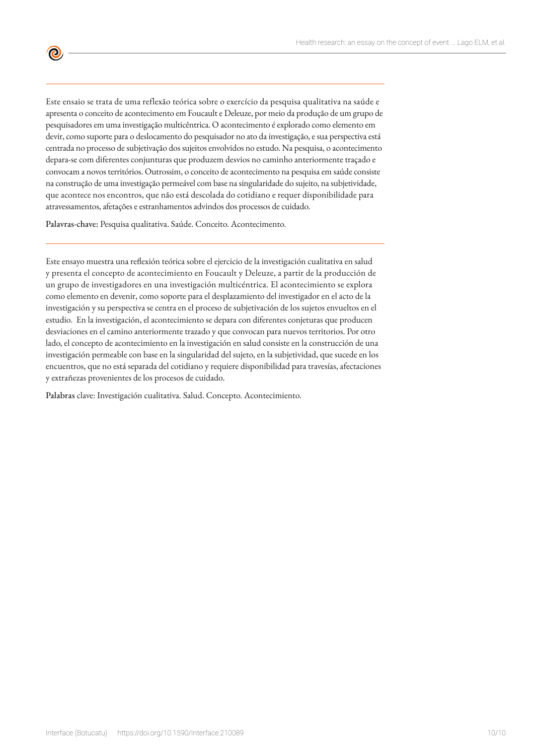Este ensaio se trata de uma reflexão teórica sobre o exercício da pesquisa qualitativa na saúde e apresenta o conceito de acontecimento em Foucault e Deleuze, por meio da produção de um grupo de pesquisadores em uma investigação multicêntrica. O acontecimento é explorado como elemento em devir, como suporte para o deslocamento do pesquisador no ato da investigação, e sua perspectiva está centrada no processo de subjetivação dos sujeitos envolvidos no estudo. Na pesquisa, o acontecimento depara-se com diferentes conjunturas que produzem desvios no caminho anteriormente traçado e convocam a novos territórios. Outrossim, o conceito de acontecimento na pesquisa em saúde consiste na construção de uma investigação permeável com base na singularidade do sujeito, na subjetividade, que acontece nos encontros, que não está descolada do cotidiano e requer disponibilidade para atravessamentos, afetações e estranhamentos advindos dos processos de cuidado.

**Palavras-chave:** Pesquisa qualitativa. Saúde. Conceito. Acontecimento.

---

Este ensayo muestra una reflexión teórica sobre el ejercicio de la investigación cualitativa en salud y presenta el concepto de acontecimiento en Foucault y Deleuze, a partir de la producción de un grupo de investigadores en una investigación multicéntrica. El acontecimiento se explora como elemento en devenir, como soporte para el desplazamiento del investigador en el acto de la investigación y su perspectiva se centra en el proceso de subjetivación de los sujetos envueltos en el estudio. En la investigación, el acontecimiento se depara con diferentes conjeturas que producen desviaciones en el camino anteriormente trazado y que convocan para nuevos territorios. Por otro lado, el concepto de acontecimiento en la investigación en salud consiste en la construcción de una investigación permeable con base en la singularidad del sujeto, en la subjetividad, que sucede en los encuentros, que no está separada del cotidiano y requiere disponibilidad para travesías, afectaciones y extrañezas provenientes de los procesos de cuidado.

**Palabras** clave: Investigación cualitativa. Salud. Concepto. Acontecimiento.